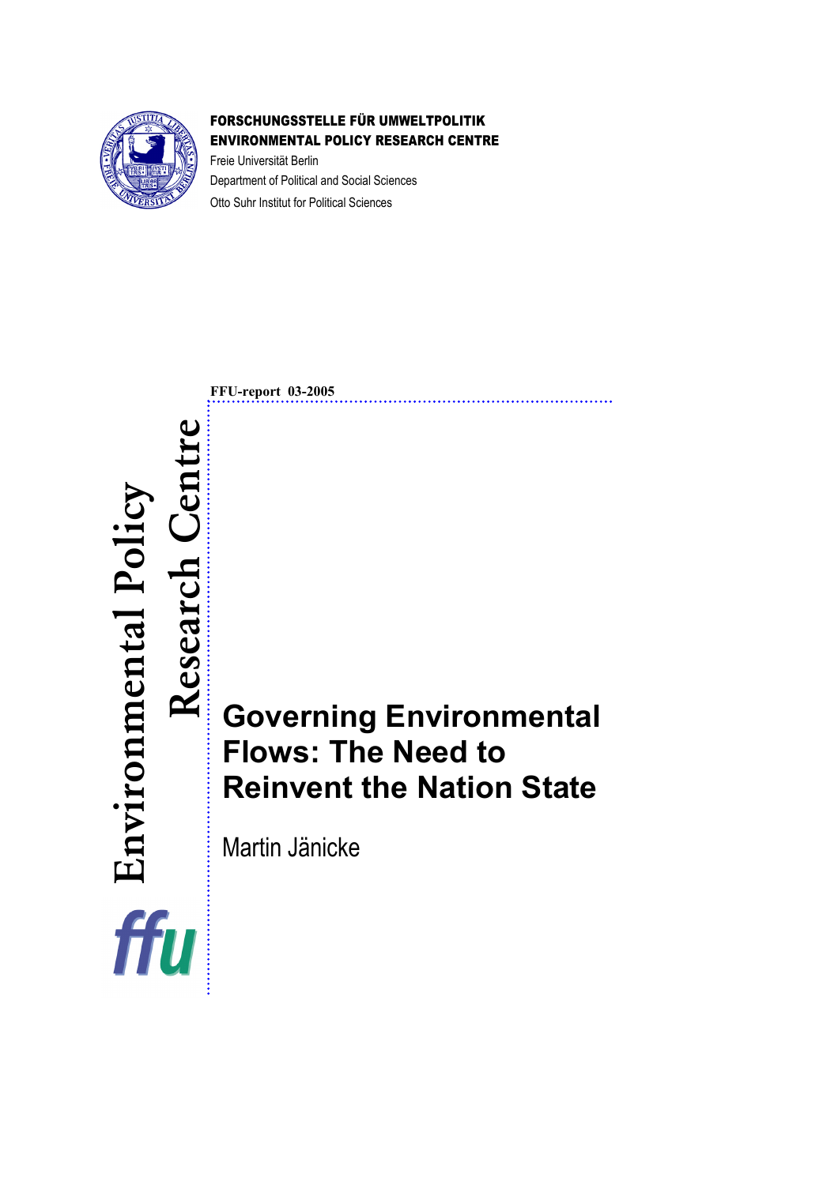**FORSCHUNGSSTELLE FÜR UMWELTPOLITIK**
**ENVIRONMENTAL POLICY RESEARCH CENTRE**

Freie Universität Berlin
Department of Political and Social Sciences
Otto Suhr Institut for Political Sciences

**FFU-report 03-2005**

Environmental Policy Research Centre

ffu

# Governing Environmental Flows: The Need to Reinvent the Nation State

Martin Jänicke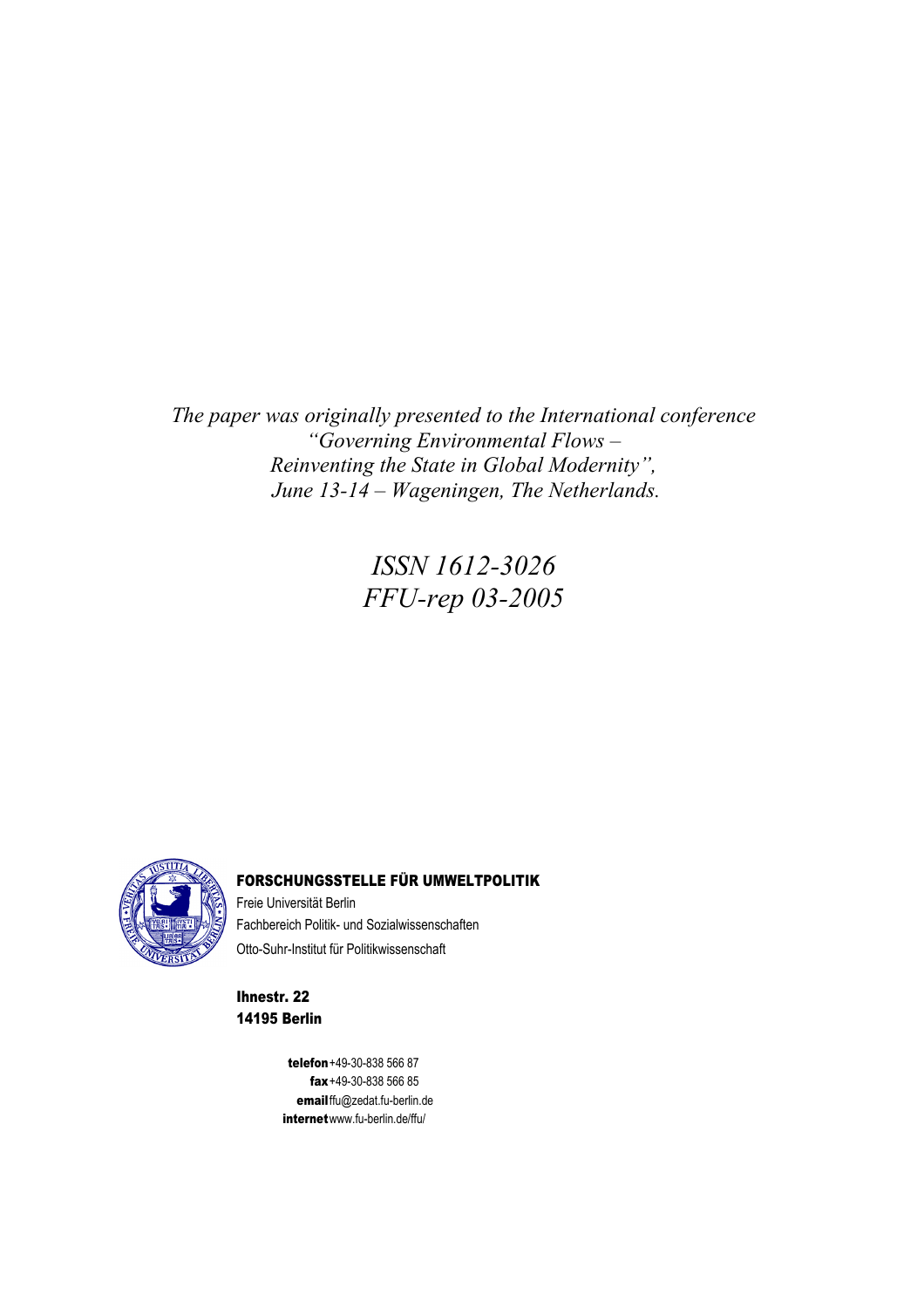*The paper was originally presented to the International conference "Governing Environmental Flows – Reinventing the State in Global Modernity", June 13-14 – Wageningen, The Netherlands.*

*ISSN 1612-3026*
*FFU-rep 03-2005*

**FORSCHUNGSSTELLE FÜR UMWELTPOLITIK**

Freie Universität Berlin
Fachbereich Politik- und Sozialwissenschaften
Otto-Suhr-Institut für Politikwissenschaft

**Ihnestr. 22**
**14195 Berlin**

**telefon** +49-30-838 566 87
**fax** +49-30-838 566 85
**email** ffu@zedat.fu-berlin.de
**internet** www.fu-berlin.de/ffu/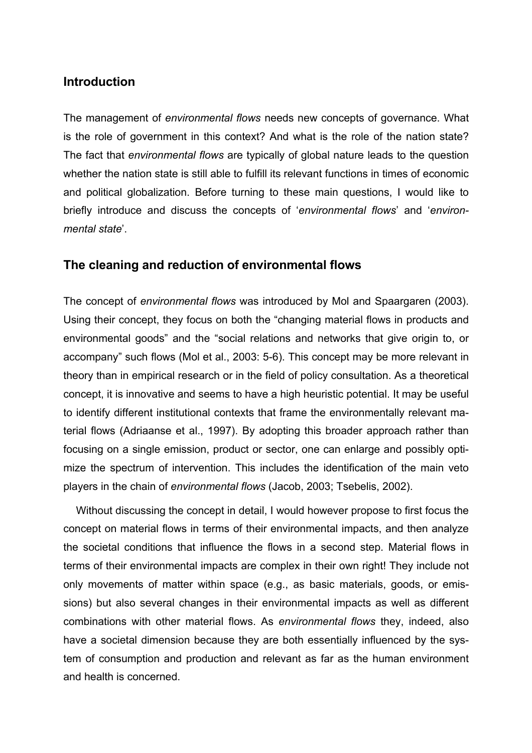## Introduction

The management of *environmental flows* needs new concepts of governance. What is the role of government in this context? And what is the role of the nation state? The fact that *environmental flows* are typically of global nature leads to the question whether the nation state is still able to fulfill its relevant functions in times of economic and political globalization. Before turning to these main questions, I would like to briefly introduce and discuss the concepts of '*environmental flows*' and '*environmental state*'.

## The cleaning and reduction of environmental flows

The concept of *environmental flows* was introduced by Mol and Spaargaren (2003). Using their concept, they focus on both the "changing material flows in products and environmental goods" and the "social relations and networks that give origin to, or accompany" such flows (Mol et al., 2003: 5-6). This concept may be more relevant in theory than in empirical research or in the field of policy consultation. As a theoretical concept, it is innovative and seems to have a high heuristic potential. It may be useful to identify different institutional contexts that frame the environmentally relevant material flows (Adriaanse et al., 1997). By adopting this broader approach rather than focusing on a single emission, product or sector, one can enlarge and possibly optimize the spectrum of intervention. This includes the identification of the main veto players in the chain of *environmental flows* (Jacob, 2003; Tsebelis, 2002).

Without discussing the concept in detail, I would however propose to first focus the concept on material flows in terms of their environmental impacts, and then analyze the societal conditions that influence the flows in a second step. Material flows in terms of their environmental impacts are complex in their own right! They include not only movements of matter within space (e.g., as basic materials, goods, or emissions) but also several changes in their environmental impacts as well as different combinations with other material flows. As *environmental flows* they, indeed, also have a societal dimension because they are both essentially influenced by the system of consumption and production and relevant as far as the human environment and health is concerned.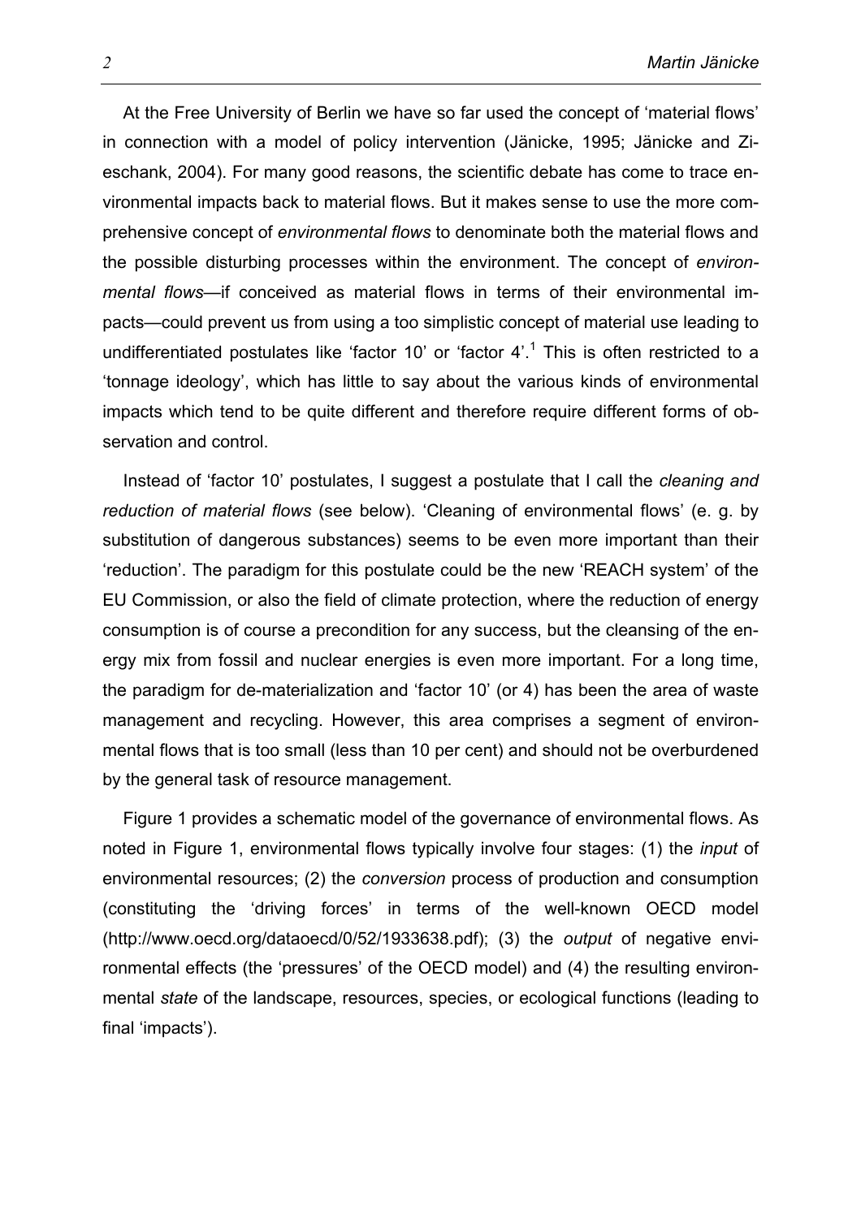At the Free University of Berlin we have so far used the concept of 'material flows' in connection with a model of policy intervention (Jänicke, 1995; Jänicke and Zieschank, 2004). For many good reasons, the scientific debate has come to trace environmental impacts back to material flows. But it makes sense to use the more comprehensive concept of *environmental flows* to denominate both the material flows and the possible disturbing processes within the environment. The concept of *environmental flows*—if conceived as material flows in terms of their environmental impacts—could prevent us from using a too simplistic concept of material use leading to undifferentiated postulates like 'factor 10' or 'factor 4'.[1] This is often restricted to a 'tonnage ideology', which has little to say about the various kinds of environmental impacts which tend to be quite different and therefore require different forms of observation and control.

Instead of 'factor 10' postulates, I suggest a postulate that I call the *cleaning and reduction of material flows* (see below). 'Cleaning of environmental flows' (e. g. by substitution of dangerous substances) seems to be even more important than their 'reduction'. The paradigm for this postulate could be the new 'REACH system' of the EU Commission, or also the field of climate protection, where the reduction of energy consumption is of course a precondition for any success, but the cleansing of the energy mix from fossil and nuclear energies is even more important. For a long time, the paradigm for de-materialization and 'factor 10' (or 4) has been the area of waste management and recycling. However, this area comprises a segment of environmental flows that is too small (less than 10 per cent) and should not be overburdened by the general task of resource management.

Figure 1 provides a schematic model of the governance of environmental flows. As noted in Figure 1, environmental flows typically involve four stages: (1) the *input* of environmental resources; (2) the *conversion* process of production and consumption (constituting the 'driving forces' in terms of the well-known OECD model (http://www.oecd.org/dataoecd/0/52/1933638.pdf); (3) the *output* of negative environmental effects (the 'pressures' of the OECD model) and (4) the resulting environmental *state* of the landscape, resources, species, or ecological functions (leading to final 'impacts').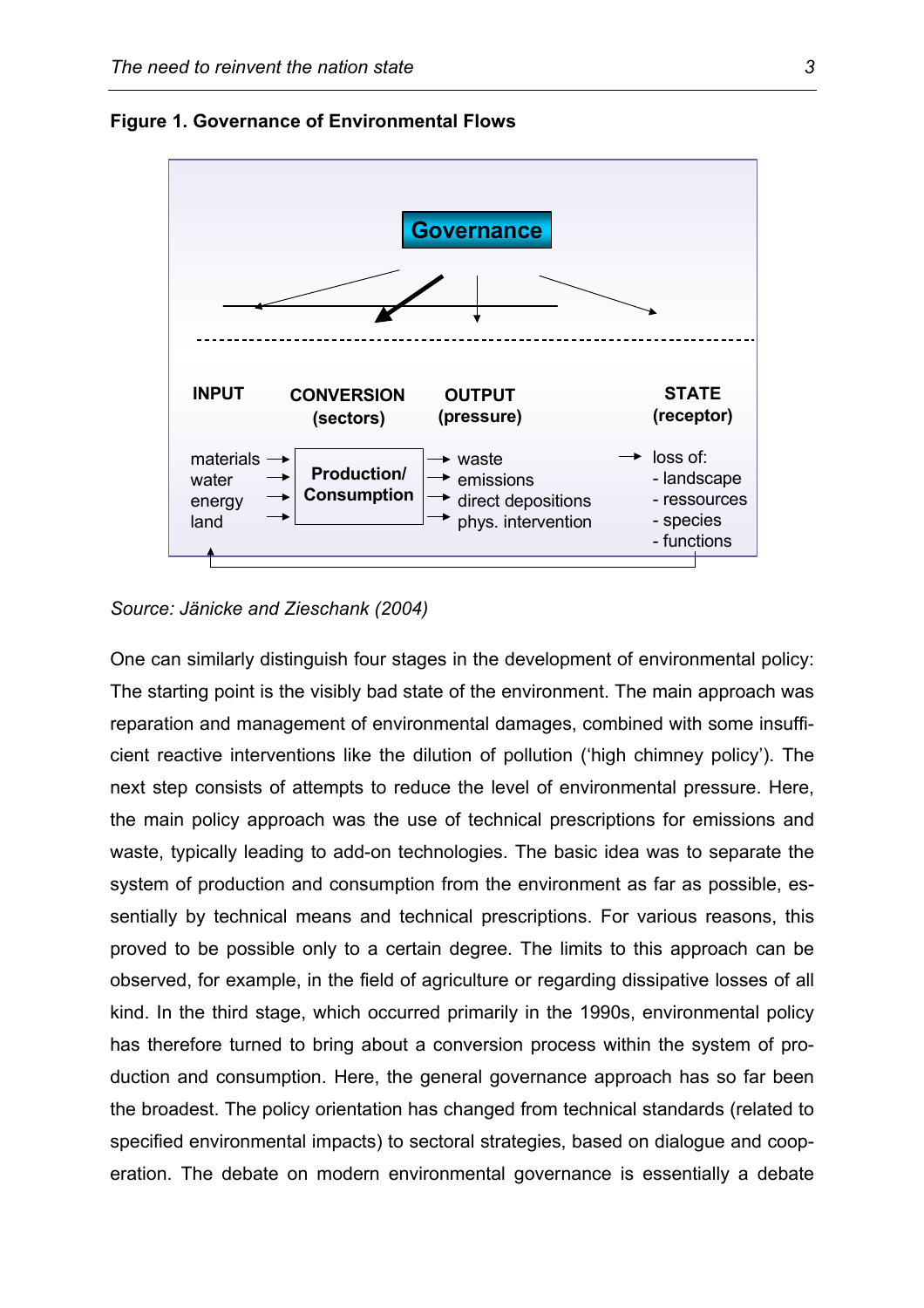**Figure 1. Governance of Environmental Flows**

Governance

| INPUT | CONVERSION (sectors) | OUTPUT (pressure) | STATE (receptor) |
|---|---|---|---|
| materials<br>water<br>energy<br>land | Production/ Consumption | waste<br>emissions<br>direct depositions<br>phys. intervention | loss of:<br>- landscape<br>- ressources<br>- species<br>- functions |

*Source: Jänicke and Zieschank (2004)*

One can similarly distinguish four stages in the development of environmental policy: The starting point is the visibly bad state of the environment. The main approach was reparation and management of environmental damages, combined with some insufficient reactive interventions like the dilution of pollution ('high chimney policy'). The next step consists of attempts to reduce the level of environmental pressure. Here, the main policy approach was the use of technical prescriptions for emissions and waste, typically leading to add-on technologies. The basic idea was to separate the system of production and consumption from the environment as far as possible, essentially by technical means and technical prescriptions. For various reasons, this proved to be possible only to a certain degree. The limits to this approach can be observed, for example, in the field of agriculture or regarding dissipative losses of all kind. In the third stage, which occurred primarily in the 1990s, environmental policy has therefore turned to bring about a conversion process within the system of production and consumption. Here, the general governance approach has so far been the broadest. The policy orientation has changed from technical standards (related to specified environmental impacts) to sectoral strategies, based on dialogue and cooperation. The debate on modern environmental governance is essentially a debate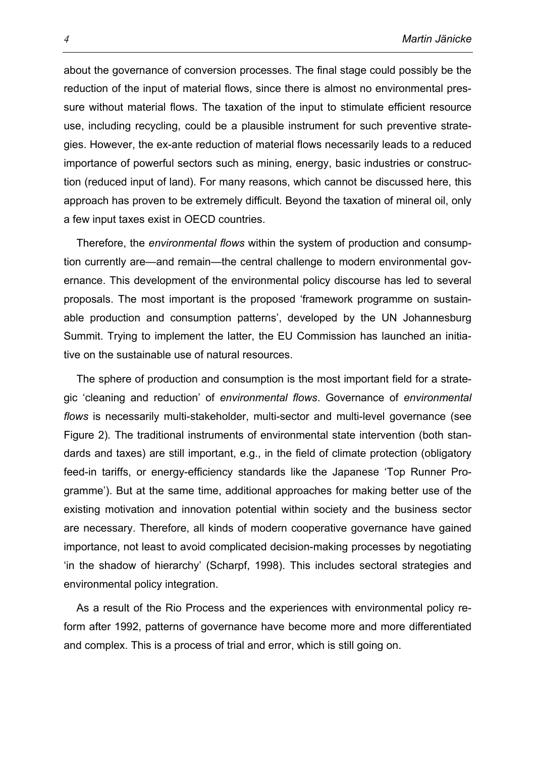about the governance of conversion processes. The final stage could possibly be the reduction of the input of material flows, since there is almost no environmental pressure without material flows. The taxation of the input to stimulate efficient resource use, including recycling, could be a plausible instrument for such preventive strategies. However, the ex-ante reduction of material flows necessarily leads to a reduced importance of powerful sectors such as mining, energy, basic industries or construction (reduced input of land). For many reasons, which cannot be discussed here, this approach has proven to be extremely difficult. Beyond the taxation of mineral oil, only a few input taxes exist in OECD countries.

Therefore, the *environmental flows* within the system of production and consumption currently are—and remain—the central challenge to modern environmental governance. This development of the environmental policy discourse has led to several proposals. The most important is the proposed 'framework programme on sustainable production and consumption patterns', developed by the UN Johannesburg Summit. Trying to implement the latter, the EU Commission has launched an initiative on the sustainable use of natural resources.

The sphere of production and consumption is the most important field for a strategic 'cleaning and reduction' of *environmental flows*. Governance of *environmental flows* is necessarily multi-stakeholder, multi-sector and multi-level governance (see Figure 2). The traditional instruments of environmental state intervention (both standards and taxes) are still important, e.g., in the field of climate protection (obligatory feed-in tariffs, or energy-efficiency standards like the Japanese 'Top Runner Programme'). But at the same time, additional approaches for making better use of the existing motivation and innovation potential within society and the business sector are necessary. Therefore, all kinds of modern cooperative governance have gained importance, not least to avoid complicated decision-making processes by negotiating 'in the shadow of hierarchy' (Scharpf, 1998). This includes sectoral strategies and environmental policy integration.

As a result of the Rio Process and the experiences with environmental policy reform after 1992, patterns of governance have become more and more differentiated and complex. This is a process of trial and error, which is still going on.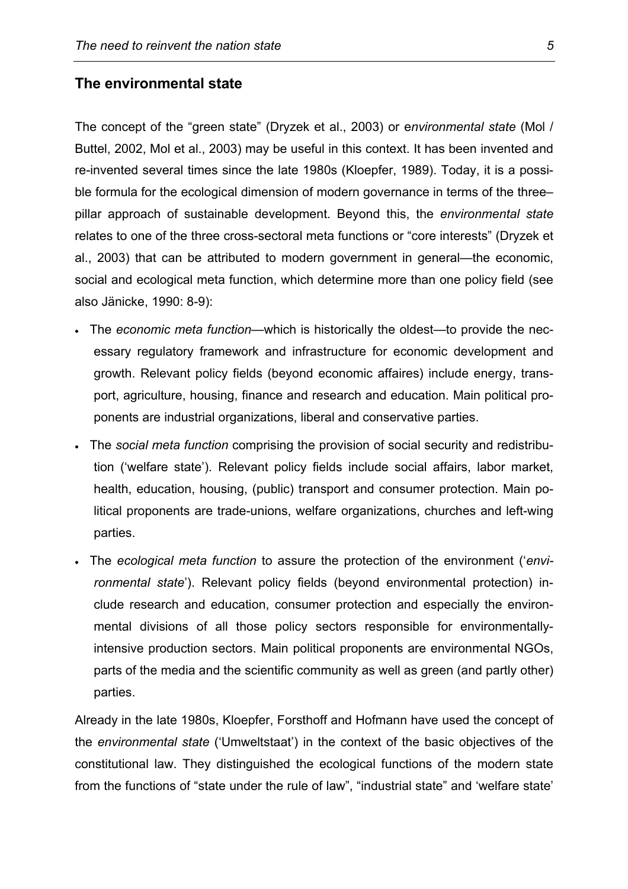## The environmental state

The concept of the "green state" (Dryzek et al., 2003) or *environmental state* (Mol / Buttel, 2002, Mol et al., 2003) may be useful in this context. It has been invented and re-invented several times since the late 1980s (Kloepfer, 1989). Today, it is a possible formula for the ecological dimension of modern governance in terms of the three–pillar approach of sustainable development. Beyond this, the *environmental state* relates to one of the three cross-sectoral meta functions or "core interests" (Dryzek et al., 2003) that can be attributed to modern government in general—the economic, social and ecological meta function, which determine more than one policy field (see also Jänicke, 1990: 8-9):

- The *economic meta function*—which is historically the oldest—to provide the necessary regulatory framework and infrastructure for economic development and growth. Relevant policy fields (beyond economic affaires) include energy, transport, agriculture, housing, finance and research and education. Main political proponents are industrial organizations, liberal and conservative parties.
- The *social meta function* comprising the provision of social security and redistribution ('welfare state'). Relevant policy fields include social affairs, labor market, health, education, housing, (public) transport and consumer protection. Main political proponents are trade-unions, welfare organizations, churches and left-wing parties.
- The *ecological meta function* to assure the protection of the environment ('*environmental state*'). Relevant policy fields (beyond environmental protection) include research and education, consumer protection and especially the environmental divisions of all those policy sectors responsible for environmentally-intensive production sectors. Main political proponents are environmental NGOs, parts of the media and the scientific community as well as green (and partly other) parties.

Already in the late 1980s, Kloepfer, Forsthoff and Hofmann have used the concept of the *environmental state* ('Umweltstaat') in the context of the basic objectives of the constitutional law. They distinguished the ecological functions of the modern state from the functions of "state under the rule of law", "industrial state" and 'welfare state'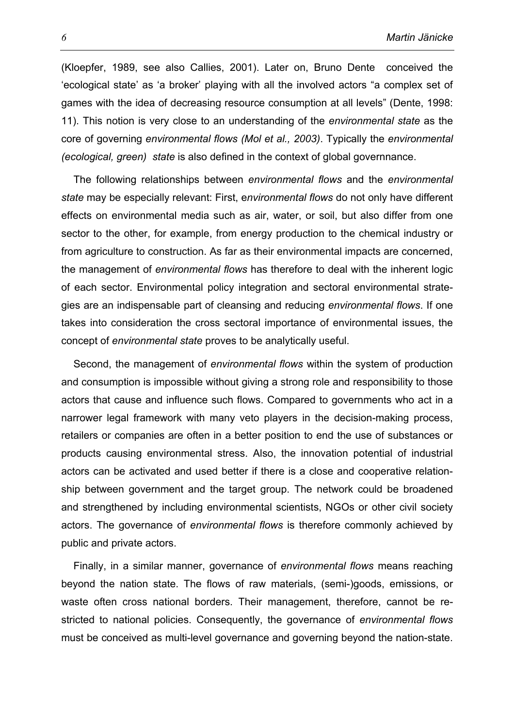(Kloepfer, 1989, see also Callies, 2001). Later on, Bruno Dente conceived the 'ecological state' as 'a broker' playing with all the involved actors "a complex set of games with the idea of decreasing resource consumption at all levels" (Dente, 1998: 11). This notion is very close to an understanding of the *environmental state* as the core of governing *environmental flows (Mol et al., 2003)*. Typically the *environmental (ecological, green) state* is also defined in the context of global governnance.

The following relationships between *environmental flows* and the *environmental state* may be especially relevant: First, e*nvironmental flows* do not only have different effects on environmental media such as air, water, or soil, but also differ from one sector to the other, for example, from energy production to the chemical industry or from agriculture to construction. As far as their environmental impacts are concerned, the management of *environmental flows* has therefore to deal with the inherent logic of each sector. Environmental policy integration and sectoral environmental strategies are an indispensable part of cleansing and reducing *environmental flows*. If one takes into consideration the cross sectoral importance of environmental issues, the concept of *environmental state* proves to be analytically useful.

Second, the management of *environmental flows* within the system of production and consumption is impossible without giving a strong role and responsibility to those actors that cause and influence such flows. Compared to governments who act in a narrower legal framework with many veto players in the decision-making process, retailers or companies are often in a better position to end the use of substances or products causing environmental stress. Also, the innovation potential of industrial actors can be activated and used better if there is a close and cooperative relationship between government and the target group. The network could be broadened and strengthened by including environmental scientists, NGOs or other civil society actors. The governance of *environmental flows* is therefore commonly achieved by public and private actors.

Finally, in a similar manner, governance of *environmental flows* means reaching beyond the nation state. The flows of raw materials, (semi-)goods, emissions, or waste often cross national borders. Their management, therefore, cannot be restricted to national policies. Consequently, the governance of *environmental flows* must be conceived as multi-level governance and governing beyond the nation-state.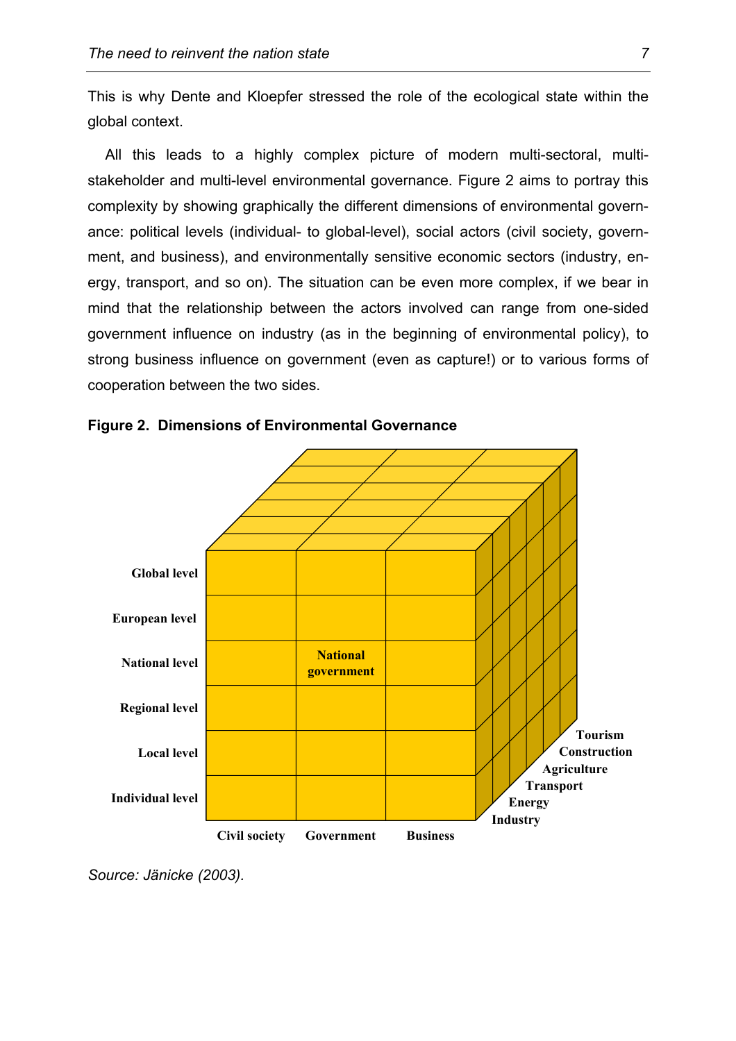This is why Dente and Kloepfer stressed the role of the ecological state within the global context.

All this leads to a highly complex picture of modern multi-sectoral, multi-stakeholder and multi-level environmental governance. Figure 2 aims to portray this complexity by showing graphically the different dimensions of environmental governance: political levels (individual- to global-level), social actors (civil society, government, and business), and environmentally sensitive economic sectors (industry, energy, transport, and so on). The situation can be even more complex, if we bear in mind that the relationship between the actors involved can range from one-sided government influence on industry (as in the beginning of environmental policy), to strong business influence on government (even as capture!) or to various forms of cooperation between the two sides.

**Figure 2. Dimensions of Environmental Governance**

Global level
European level
National level
Regional level
Local level
Individual level

National government

Civil society
Government
Business

Tourism
Construction
Agriculture
Transport
Energy
Industry

*Source: Jänicke (2003).*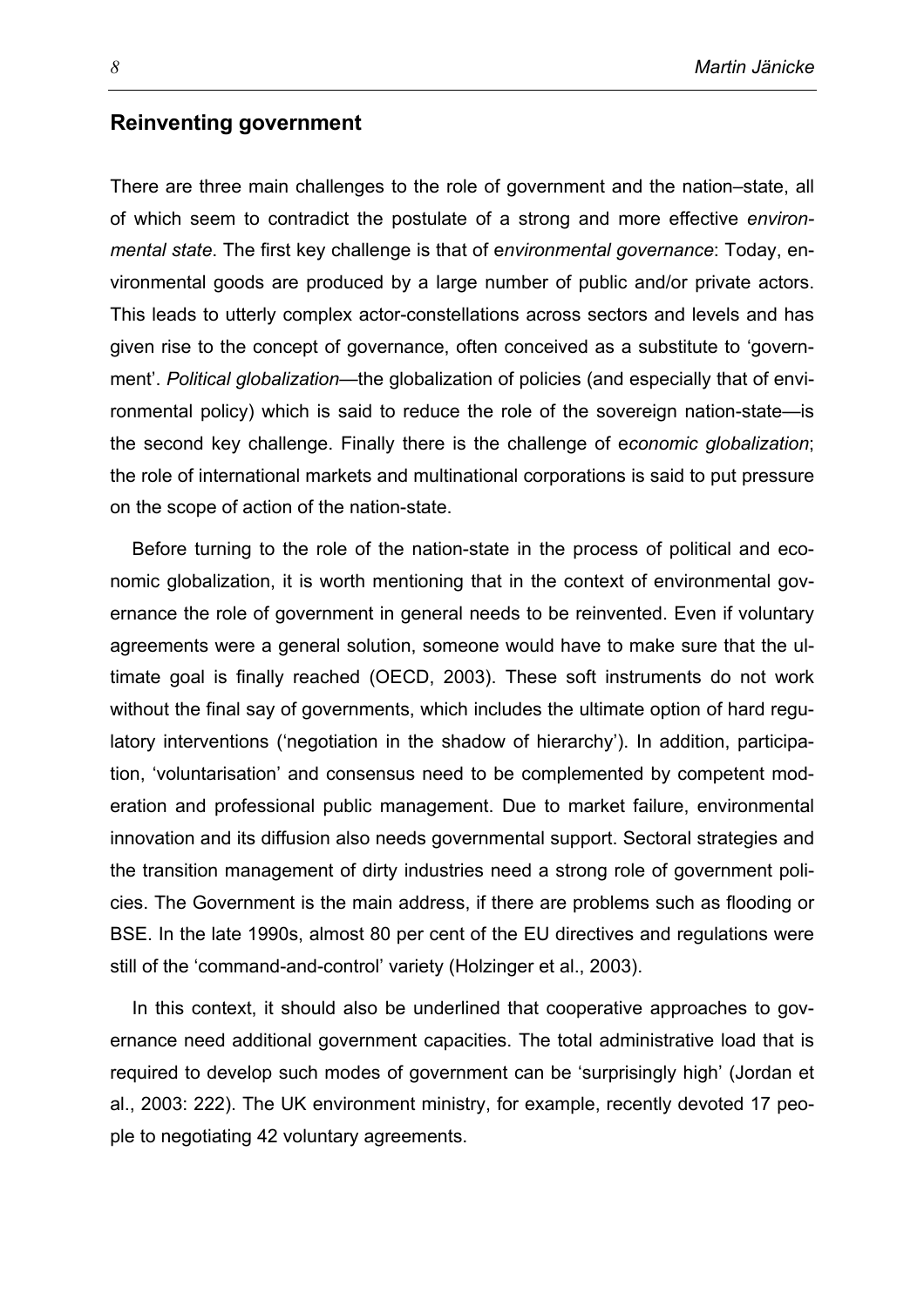## Reinventing government

There are three main challenges to the role of government and the nation–state, all of which seem to contradict the postulate of a strong and more effective *environmental state*. The first key challenge is that of e*nvironmental governance*: Today, environmental goods are produced by a large number of public and/or private actors. This leads to utterly complex actor-constellations across sectors and levels and has given rise to the concept of governance, often conceived as a substitute to 'government'. *Political globalization*—the globalization of policies (and especially that of environmental policy) which is said to reduce the role of the sovereign nation-state—is the second key challenge. Finally there is the challenge of e*conomic globalization*; the role of international markets and multinational corporations is said to put pressure on the scope of action of the nation-state.

Before turning to the role of the nation-state in the process of political and economic globalization, it is worth mentioning that in the context of environmental governance the role of government in general needs to be reinvented. Even if voluntary agreements were a general solution, someone would have to make sure that the ultimate goal is finally reached (OECD, 2003). These soft instruments do not work without the final say of governments, which includes the ultimate option of hard regulatory interventions ('negotiation in the shadow of hierarchy'). In addition, participation, 'voluntarisation' and consensus need to be complemented by competent moderation and professional public management. Due to market failure, environmental innovation and its diffusion also needs governmental support. Sectoral strategies and the transition management of dirty industries need a strong role of government policies. The Government is the main address, if there are problems such as flooding or BSE. In the late 1990s, almost 80 per cent of the EU directives and regulations were still of the 'command-and-control' variety (Holzinger et al., 2003).

In this context, it should also be underlined that cooperative approaches to governance need additional government capacities. The total administrative load that is required to develop such modes of government can be 'surprisingly high' (Jordan et al., 2003: 222). The UK environment ministry, for example, recently devoted 17 people to negotiating 42 voluntary agreements.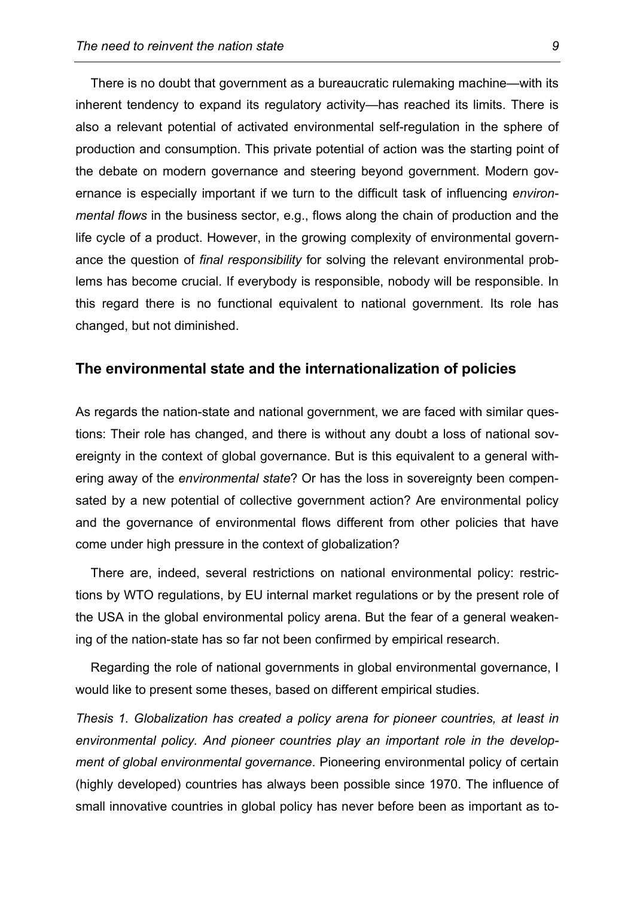There is no doubt that government as a bureaucratic rulemaking machine—with its inherent tendency to expand its regulatory activity—has reached its limits. There is also a relevant potential of activated environmental self-regulation in the sphere of production and consumption. This private potential of action was the starting point of the debate on modern governance and steering beyond government. Modern governance is especially important if we turn to the difficult task of influencing *environmental flows* in the business sector, e.g., flows along the chain of production and the life cycle of a product. However, in the growing complexity of environmental governance the question of *final responsibility* for solving the relevant environmental problems has become crucial. If everybody is responsible, nobody will be responsible. In this regard there is no functional equivalent to national government. Its role has changed, but not diminished.

## The environmental state and the internationalization of policies

As regards the nation-state and national government, we are faced with similar questions: Their role has changed, and there is without any doubt a loss of national sovereignty in the context of global governance. But is this equivalent to a general withering away of the *environmental state*? Or has the loss in sovereignty been compensated by a new potential of collective government action? Are environmental policy and the governance of environmental flows different from other policies that have come under high pressure in the context of globalization?

There are, indeed, several restrictions on national environmental policy: restrictions by WTO regulations, by EU internal market regulations or by the present role of the USA in the global environmental policy arena. But the fear of a general weakening of the nation-state has so far not been confirmed by empirical research.

Regarding the role of national governments in global environmental governance, I would like to present some theses, based on different empirical studies.

*Thesis 1. Globalization has created a policy arena for pioneer countries, at least in environmental policy. And pioneer countries play an important role in the development of global environmental governance*. Pioneering environmental policy of certain (highly developed) countries has always been possible since 1970. The influence of small innovative countries in global policy has never before been as important as to-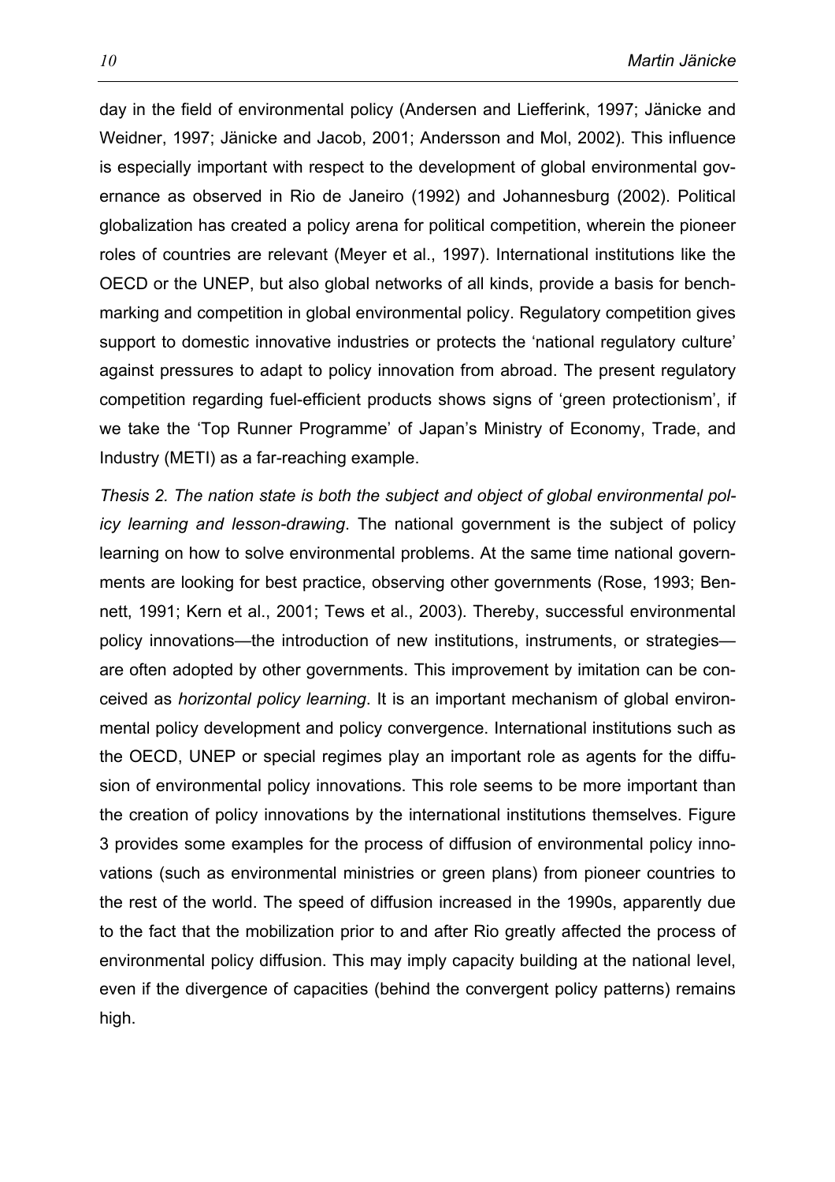day in the field of environmental policy (Andersen and Liefferink, 1997; Jänicke and Weidner, 1997; Jänicke and Jacob, 2001; Andersson and Mol, 2002). This influence is especially important with respect to the development of global environmental governance as observed in Rio de Janeiro (1992) and Johannesburg (2002). Political globalization has created a policy arena for political competition, wherein the pioneer roles of countries are relevant (Meyer et al., 1997). International institutions like the OECD or the UNEP, but also global networks of all kinds, provide a basis for benchmarking and competition in global environmental policy. Regulatory competition gives support to domestic innovative industries or protects the 'national regulatory culture' against pressures to adapt to policy innovation from abroad. The present regulatory competition regarding fuel-efficient products shows signs of 'green protectionism', if we take the 'Top Runner Programme' of Japan's Ministry of Economy, Trade, and Industry (METI) as a far-reaching example.

*Thesis 2. The nation state is both the subject and object of global environmental policy learning and lesson-drawing.* The national government is the subject of policy learning on how to solve environmental problems. At the same time national governments are looking for best practice, observing other governments (Rose, 1993; Bennett, 1991; Kern et al., 2001; Tews et al., 2003). Thereby, successful environmental policy innovations—the introduction of new institutions, instruments, or strategies—are often adopted by other governments. This improvement by imitation can be conceived as *horizontal policy learning*. It is an important mechanism of global environmental policy development and policy convergence. International institutions such as the OECD, UNEP or special regimes play an important role as agents for the diffusion of environmental policy innovations. This role seems to be more important than the creation of policy innovations by the international institutions themselves. Figure 3 provides some examples for the process of diffusion of environmental policy innovations (such as environmental ministries or green plans) from pioneer countries to the rest of the world. The speed of diffusion increased in the 1990s, apparently due to the fact that the mobilization prior to and after Rio greatly affected the process of environmental policy diffusion. This may imply capacity building at the national level, even if the divergence of capacities (behind the convergent policy patterns) remains high.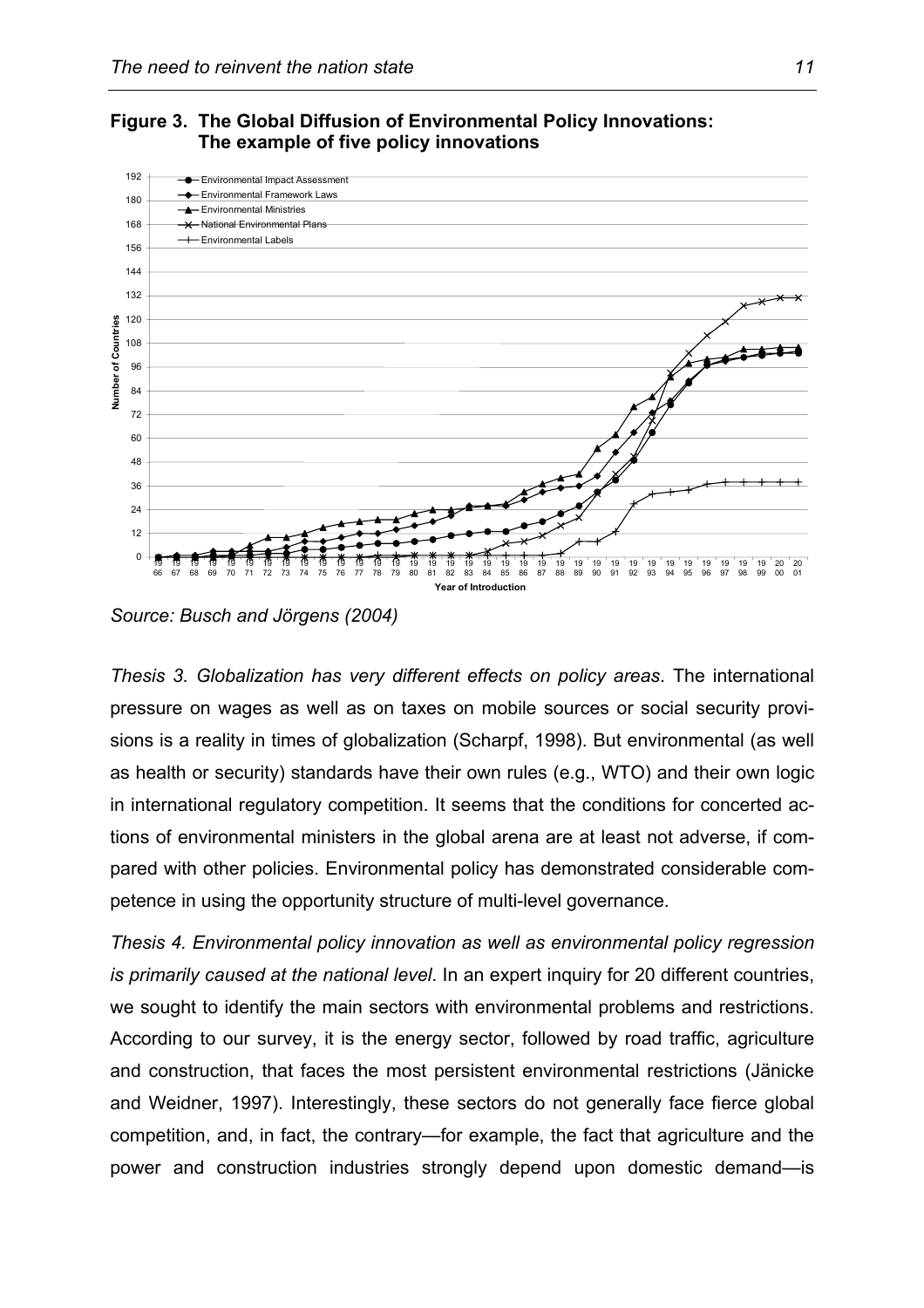**Figure 3. The Global Diffusion of Environmental Policy Innovations: The example of five policy innovations**

*Source: Busch and Jörgens (2004)*

*Thesis 3. Globalization has very different effects on policy areas*. The international pressure on wages as well as on taxes on mobile sources or social security provisions is a reality in times of globalization (Scharpf, 1998). But environmental (as well as health or security) standards have their own rules (e.g., WTO) and their own logic in international regulatory competition. It seems that the conditions for concerted actions of environmental ministers in the global arena are at least not adverse, if compared with other policies. Environmental policy has demonstrated considerable competence in using the opportunity structure of multi-level governance.

*Thesis 4. Environmental policy innovation as well as environmental policy regression is primarily caused at the national level*. In an expert inquiry for 20 different countries, we sought to identify the main sectors with environmental problems and restrictions. According to our survey, it is the energy sector, followed by road traffic, agriculture and construction, that faces the most persistent environmental restrictions (Jänicke and Weidner, 1997). Interestingly, these sectors do not generally face fierce global competition, and, in fact, the contrary—for example, the fact that agriculture and the power and construction industries strongly depend upon domestic demand—is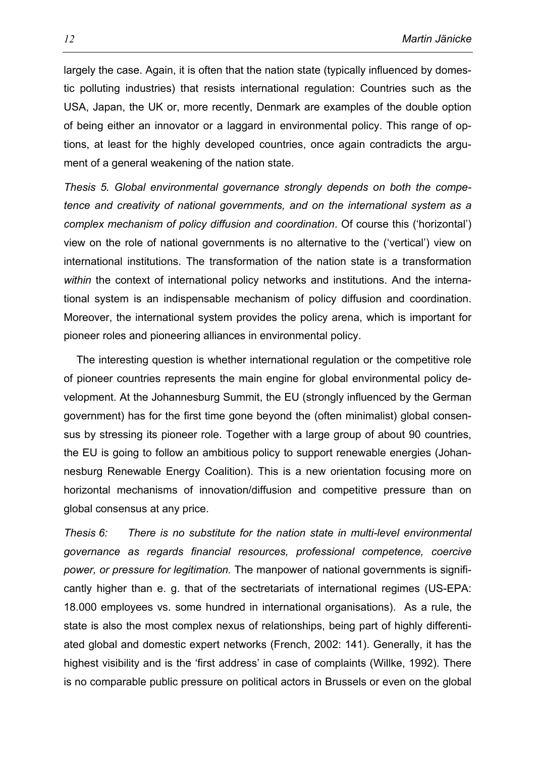largely the case. Again, it is often that the nation state (typically influenced by domestic polluting industries) that resists international regulation: Countries such as the USA, Japan, the UK or, more recently, Denmark are examples of the double option of being either an innovator or a laggard in environmental policy. This range of options, at least for the highly developed countries, once again contradicts the argument of a general weakening of the nation state.

*Thesis 5. Global environmental governance strongly depends on both the competence and creativity of national governments, and on the international system as a complex mechanism of policy diffusion and coordination*. Of course this ('horizontal') view on the role of national governments is no alternative to the ('vertical') view on international institutions. The transformation of the nation state is a transformation *within* the context of international policy networks and institutions. And the international system is an indispensable mechanism of policy diffusion and coordination. Moreover, the international system provides the policy arena, which is important for pioneer roles and pioneering alliances in environmental policy.

The interesting question is whether international regulation or the competitive role of pioneer countries represents the main engine for global environmental policy development. At the Johannesburg Summit, the EU (strongly influenced by the German government) has for the first time gone beyond the (often minimalist) global consensus by stressing its pioneer role. Together with a large group of about 90 countries, the EU is going to follow an ambitious policy to support renewable energies (Johannesburg Renewable Energy Coalition). This is a new orientation focusing more on horizontal mechanisms of innovation/diffusion and competitive pressure than on global consensus at any price.

*Thesis 6: There is no substitute for the nation state in multi-level environmental governance as regards financial resources, professional competence, coercive power, or pressure for legitimation.* The manpower of national governments is significantly higher than e. g. that of the sectretariats of international regimes (US-EPA: 18.000 employees vs. some hundred in international organisations). As a rule, the state is also the most complex nexus of relationships, being part of highly differentiated global and domestic expert networks (French, 2002: 141). Generally, it has the highest visibility and is the 'first address' in case of complaints (Willke, 1992). There is no comparable public pressure on political actors in Brussels or even on the global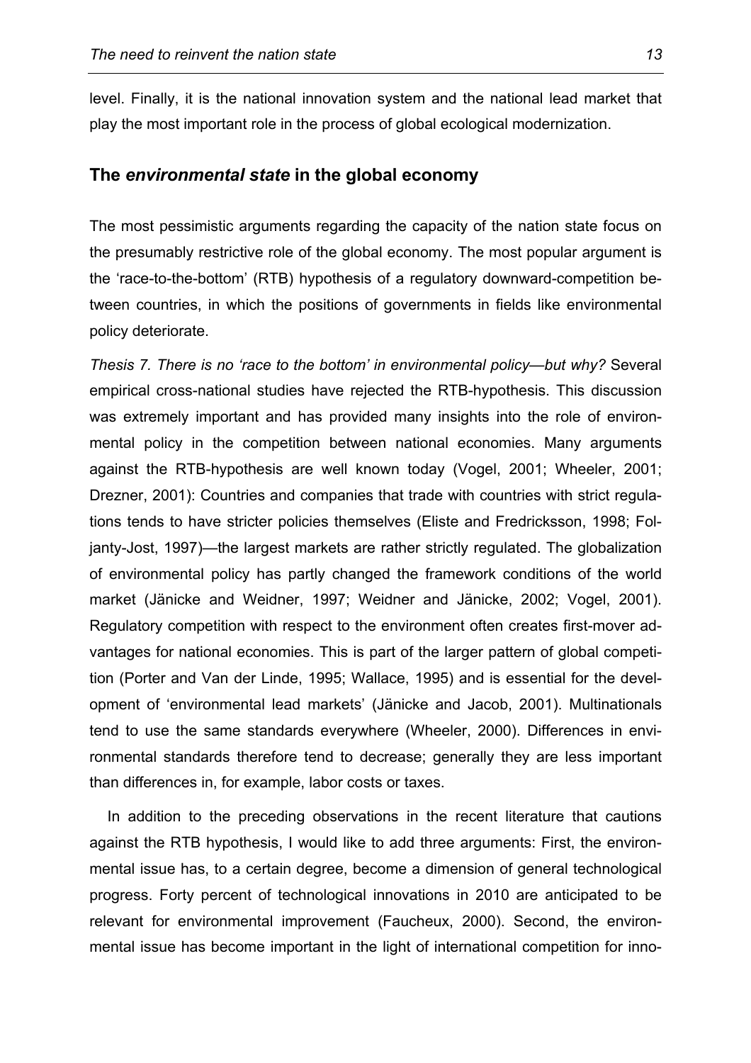level. Finally, it is the national innovation system and the national lead market that play the most important role in the process of global ecological modernization.

## The *environmental state* in the global economy

The most pessimistic arguments regarding the capacity of the nation state focus on the presumably restrictive role of the global economy. The most popular argument is the 'race-to-the-bottom' (RTB) hypothesis of a regulatory downward-competition between countries, in which the positions of governments in fields like environmental policy deteriorate.

*Thesis 7. There is no 'race to the bottom' in environmental policy—but why?* Several empirical cross-national studies have rejected the RTB-hypothesis. This discussion was extremely important and has provided many insights into the role of environmental policy in the competition between national economies. Many arguments against the RTB-hypothesis are well known today (Vogel, 2001; Wheeler, 2001; Drezner, 2001): Countries and companies that trade with countries with strict regulations tends to have stricter policies themselves (Eliste and Fredricksson, 1998; Foljanty-Jost, 1997)—the largest markets are rather strictly regulated. The globalization of environmental policy has partly changed the framework conditions of the world market (Jänicke and Weidner, 1997; Weidner and Jänicke, 2002; Vogel, 2001). Regulatory competition with respect to the environment often creates first-mover advantages for national economies. This is part of the larger pattern of global competition (Porter and Van der Linde, 1995; Wallace, 1995) and is essential for the development of 'environmental lead markets' (Jänicke and Jacob, 2001). Multinationals tend to use the same standards everywhere (Wheeler, 2000). Differences in environmental standards therefore tend to decrease; generally they are less important than differences in, for example, labor costs or taxes.

In addition to the preceding observations in the recent literature that cautions against the RTB hypothesis, I would like to add three arguments: First, the environmental issue has, to a certain degree, become a dimension of general technological progress. Forty percent of technological innovations in 2010 are anticipated to be relevant for environmental improvement (Faucheux, 2000). Second, the environmental issue has become important in the light of international competition for inno-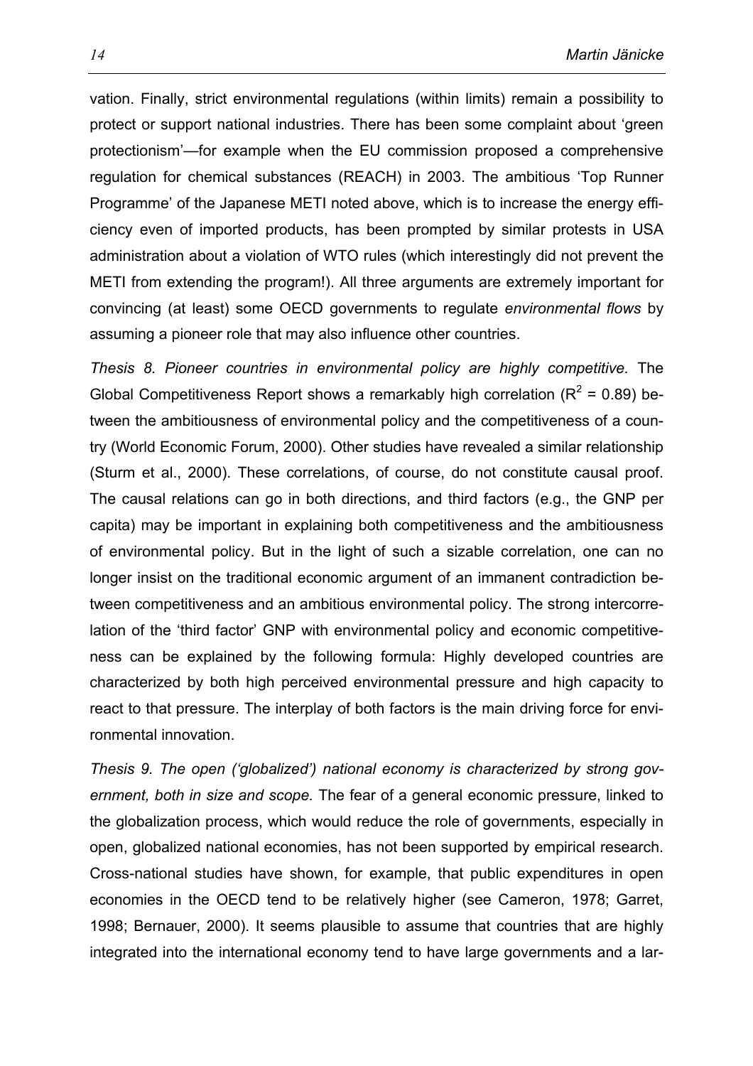vation. Finally, strict environmental regulations (within limits) remain a possibility to protect or support national industries. There has been some complaint about 'green protectionism'—for example when the EU commission proposed a comprehensive regulation for chemical substances (REACH) in 2003. The ambitious 'Top Runner Programme' of the Japanese METI noted above, which is to increase the energy efficiency even of imported products, has been prompted by similar protests in USA administration about a violation of WTO rules (which interestingly did not prevent the METI from extending the program!). All three arguments are extremely important for convincing (at least) some OECD governments to regulate *environmental flows* by assuming a pioneer role that may also influence other countries.

*Thesis 8. Pioneer countries in environmental policy are highly competitive.* The Global Competitiveness Report shows a remarkably high correlation ($R^2$ = 0.89) between the ambitiousness of environmental policy and the competitiveness of a country (World Economic Forum, 2000). Other studies have revealed a similar relationship (Sturm et al., 2000). These correlations, of course, do not constitute causal proof. The causal relations can go in both directions, and third factors (e.g., the GNP per capita) may be important in explaining both competitiveness and the ambitiousness of environmental policy. But in the light of such a sizable correlation, one can no longer insist on the traditional economic argument of an immanent contradiction between competitiveness and an ambitious environmental policy. The strong intercorrelation of the 'third factor' GNP with environmental policy and economic competitiveness can be explained by the following formula: Highly developed countries are characterized by both high perceived environmental pressure and high capacity to react to that pressure. The interplay of both factors is the main driving force for environmental innovation.

*Thesis 9. The open ('globalized') national economy is characterized by strong government, both in size and scope.* The fear of a general economic pressure, linked to the globalization process, which would reduce the role of governments, especially in open, globalized national economies, has not been supported by empirical research. Cross-national studies have shown, for example, that public expenditures in open economies in the OECD tend to be relatively higher (see Cameron, 1978; Garret, 1998; Bernauer, 2000). It seems plausible to assume that countries that are highly integrated into the international economy tend to have large governments and a lar-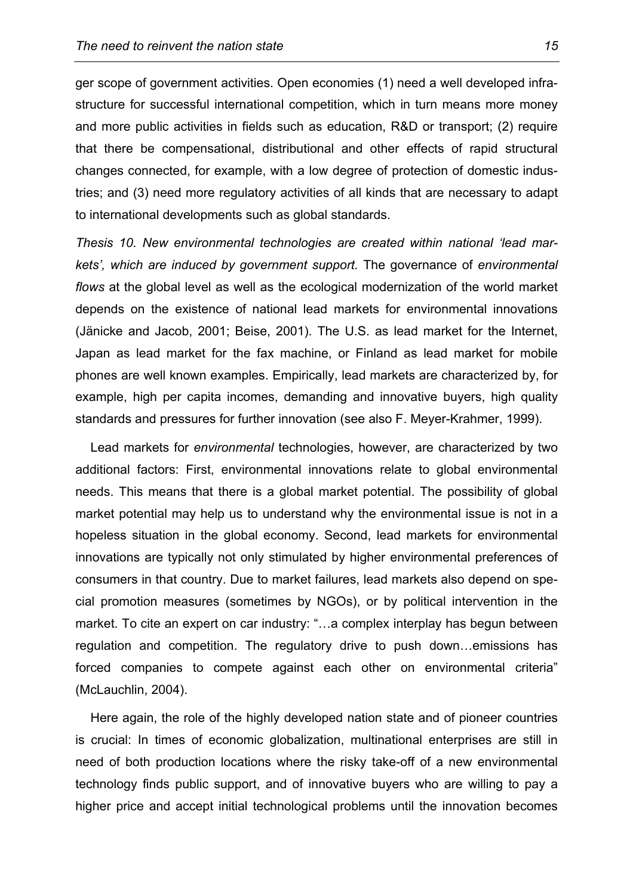ger scope of government activities. Open economies (1) need a well developed infrastructure for successful international competition, which in turn means more money and more public activities in fields such as education, R&D or transport; (2) require that there be compensational, distributional and other effects of rapid structural changes connected, for example, with a low degree of protection of domestic industries; and (3) need more regulatory activities of all kinds that are necessary to adapt to international developments such as global standards.

*Thesis 10. New environmental technologies are created within national 'lead markets', which are induced by government support.* The governance of *environmental flows* at the global level as well as the ecological modernization of the world market depends on the existence of national lead markets for environmental innovations (Jänicke and Jacob, 2001; Beise, 2001). The U.S. as lead market for the Internet, Japan as lead market for the fax machine, or Finland as lead market for mobile phones are well known examples. Empirically, lead markets are characterized by, for example, high per capita incomes, demanding and innovative buyers, high quality standards and pressures for further innovation (see also F. Meyer-Krahmer, 1999).

Lead markets for *environmental* technologies, however, are characterized by two additional factors: First, environmental innovations relate to global environmental needs. This means that there is a global market potential. The possibility of global market potential may help us to understand why the environmental issue is not in a hopeless situation in the global economy. Second, lead markets for environmental innovations are typically not only stimulated by higher environmental preferences of consumers in that country. Due to market failures, lead markets also depend on special promotion measures (sometimes by NGOs), or by political intervention in the market. To cite an expert on car industry: "…a complex interplay has begun between regulation and competition. The regulatory drive to push down…emissions has forced companies to compete against each other on environmental criteria" (McLauchlin, 2004).

Here again, the role of the highly developed nation state and of pioneer countries is crucial: In times of economic globalization, multinational enterprises are still in need of both production locations where the risky take-off of a new environmental technology finds public support, and of innovative buyers who are willing to pay a higher price and accept initial technological problems until the innovation becomes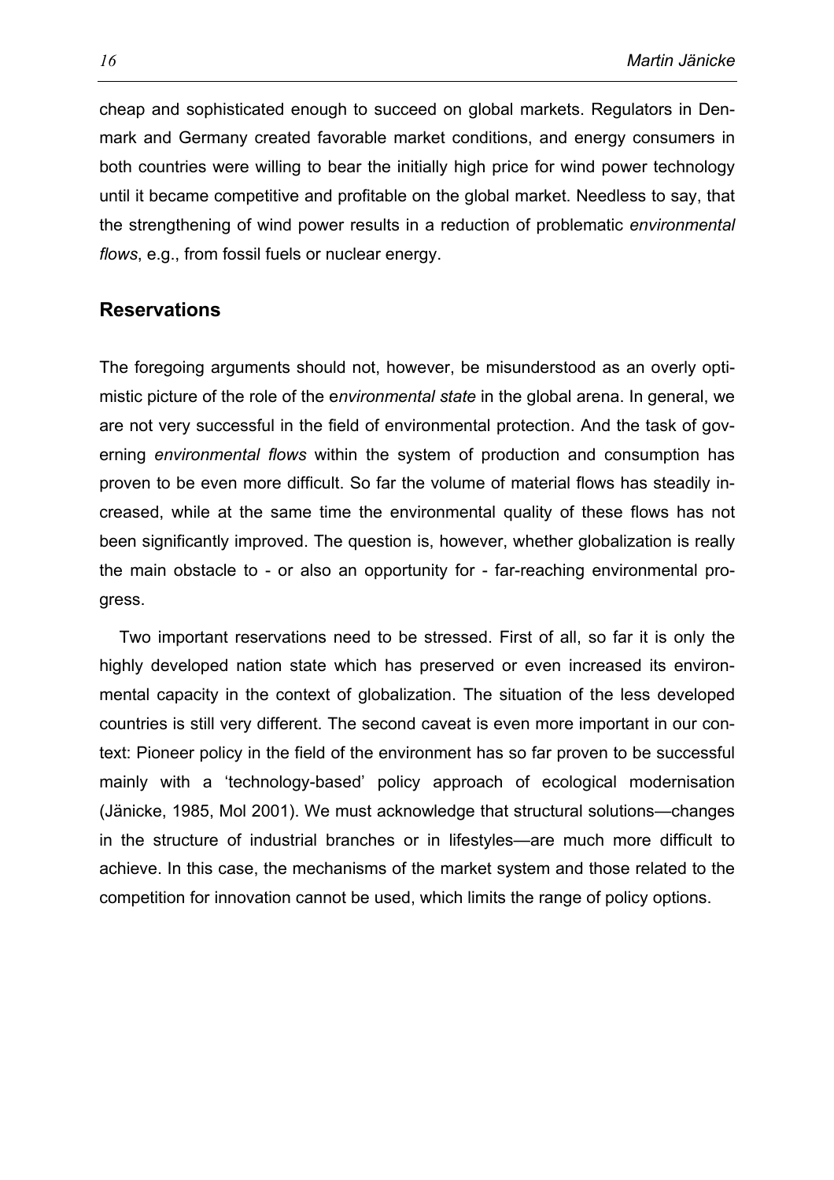cheap and sophisticated enough to succeed on global markets. Regulators in Denmark and Germany created favorable market conditions, and energy consumers in both countries were willing to bear the initially high price for wind power technology until it became competitive and profitable on the global market. Needless to say, that the strengthening of wind power results in a reduction of problematic *environmental flows*, e.g., from fossil fuels or nuclear energy.

## Reservations

The foregoing arguments should not, however, be misunderstood as an overly optimistic picture of the role of the e*nvironmental state* in the global arena. In general, we are not very successful in the field of environmental protection. And the task of governing *environmental flows* within the system of production and consumption has proven to be even more difficult. So far the volume of material flows has steadily increased, while at the same time the environmental quality of these flows has not been significantly improved. The question is, however, whether globalization is really the main obstacle to - or also an opportunity for - far-reaching environmental progress.

Two important reservations need to be stressed. First of all, so far it is only the highly developed nation state which has preserved or even increased its environmental capacity in the context of globalization. The situation of the less developed countries is still very different. The second caveat is even more important in our context: Pioneer policy in the field of the environment has so far proven to be successful mainly with a 'technology-based' policy approach of ecological modernisation (Jänicke, 1985, Mol 2001). We must acknowledge that structural solutions—changes in the structure of industrial branches or in lifestyles—are much more difficult to achieve. In this case, the mechanisms of the market system and those related to the competition for innovation cannot be used, which limits the range of policy options.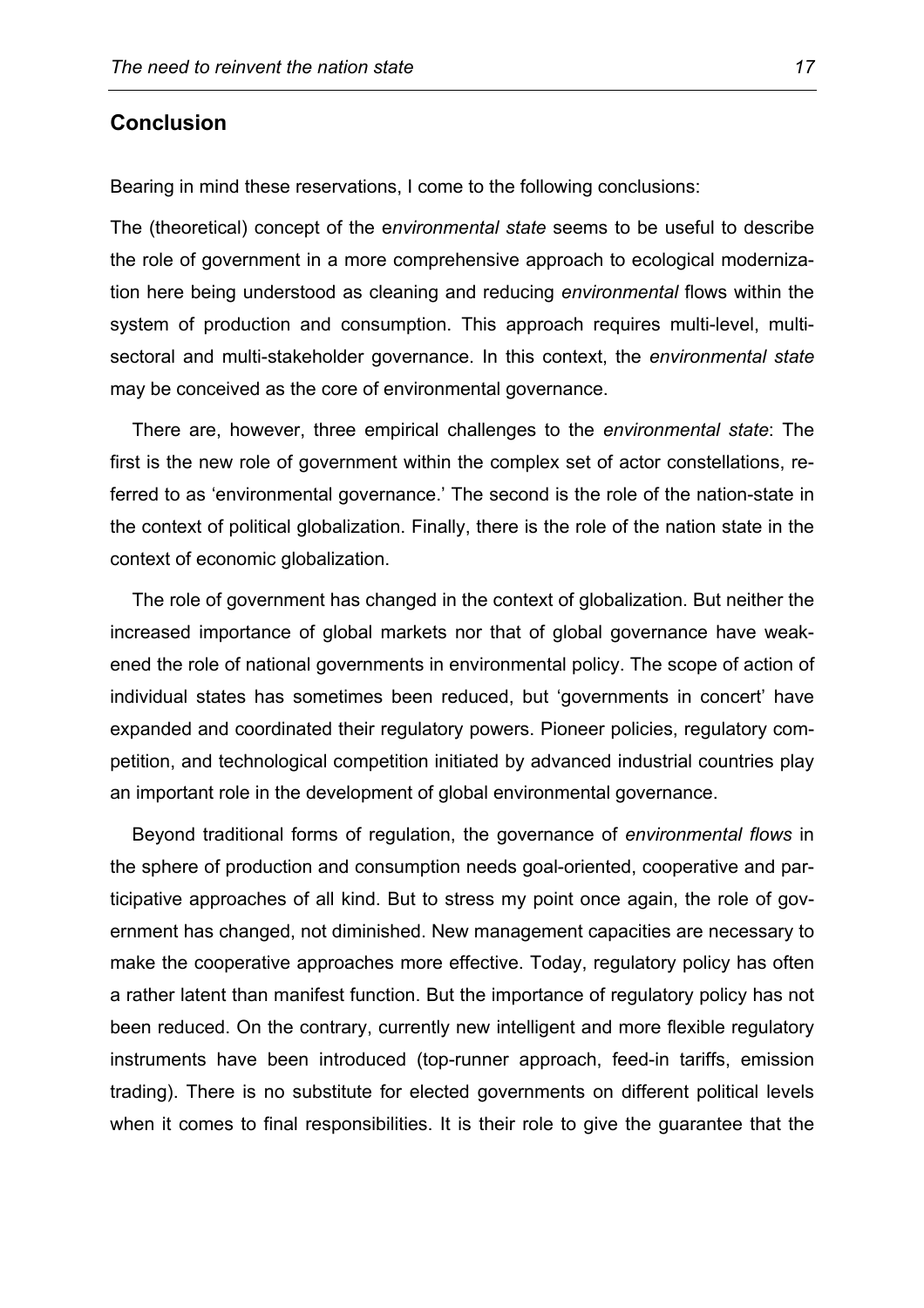## Conclusion

Bearing in mind these reservations, I come to the following conclusions:

The (theoretical) concept of the e*nvironmental state* seems to be useful to describe the role of government in a more comprehensive approach to ecological modernization here being understood as cleaning and reducing *environmental* flows within the system of production and consumption. This approach requires multi-level, multi-sectoral and multi-stakeholder governance. In this context, the *environmental state* may be conceived as the core of environmental governance.

There are, however, three empirical challenges to the *environmental state*: The first is the new role of government within the complex set of actor constellations, referred to as 'environmental governance.' The second is the role of the nation-state in the context of political globalization. Finally, there is the role of the nation state in the context of economic globalization.

The role of government has changed in the context of globalization. But neither the increased importance of global markets nor that of global governance have weakened the role of national governments in environmental policy. The scope of action of individual states has sometimes been reduced, but 'governments in concert' have expanded and coordinated their regulatory powers. Pioneer policies, regulatory competition, and technological competition initiated by advanced industrial countries play an important role in the development of global environmental governance.

Beyond traditional forms of regulation, the governance of *environmental flows* in the sphere of production and consumption needs goal-oriented, cooperative and participative approaches of all kind. But to stress my point once again, the role of government has changed, not diminished. New management capacities are necessary to make the cooperative approaches more effective. Today, regulatory policy has often a rather latent than manifest function. But the importance of regulatory policy has not been reduced. On the contrary, currently new intelligent and more flexible regulatory instruments have been introduced (top-runner approach, feed-in tariffs, emission trading). There is no substitute for elected governments on different political levels when it comes to final responsibilities. It is their role to give the guarantee that the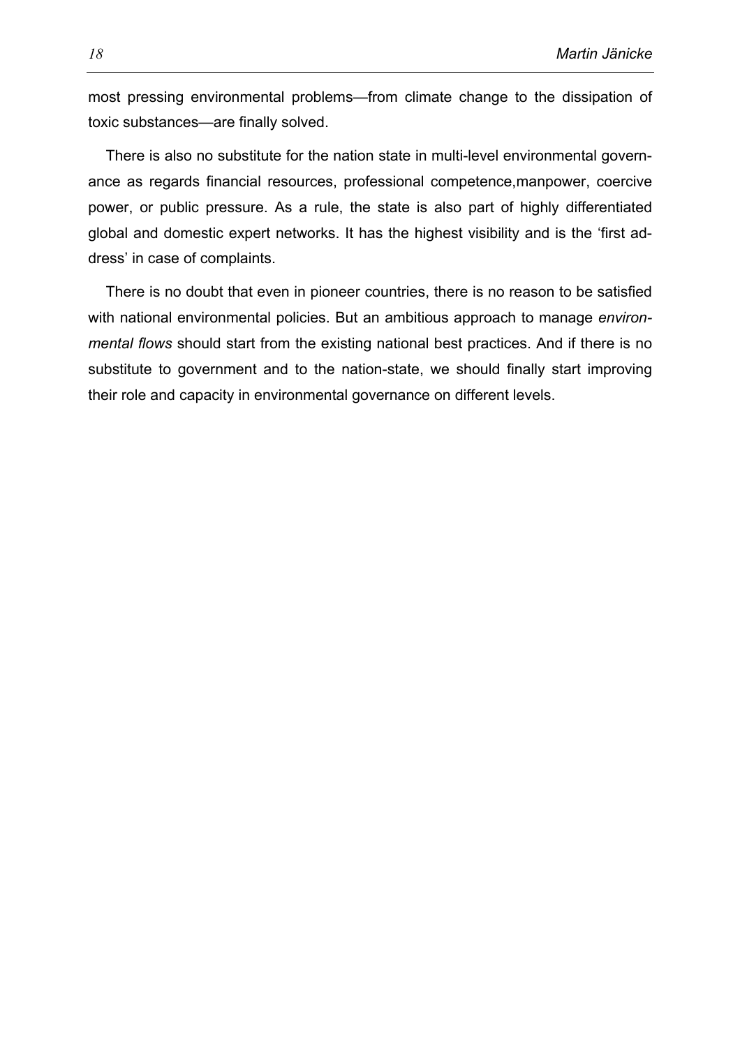most pressing environmental problems—from climate change to the dissipation of toxic substances—are finally solved.

There is also no substitute for the nation state in multi-level environmental governance as regards financial resources, professional competence,manpower, coercive power, or public pressure. As a rule, the state is also part of highly differentiated global and domestic expert networks. It has the highest visibility and is the 'first address' in case of complaints.

There is no doubt that even in pioneer countries, there is no reason to be satisfied with national environmental policies. But an ambitious approach to manage *environmental flows* should start from the existing national best practices. And if there is no substitute to government and to the nation-state, we should finally start improving their role and capacity in environmental governance on different levels.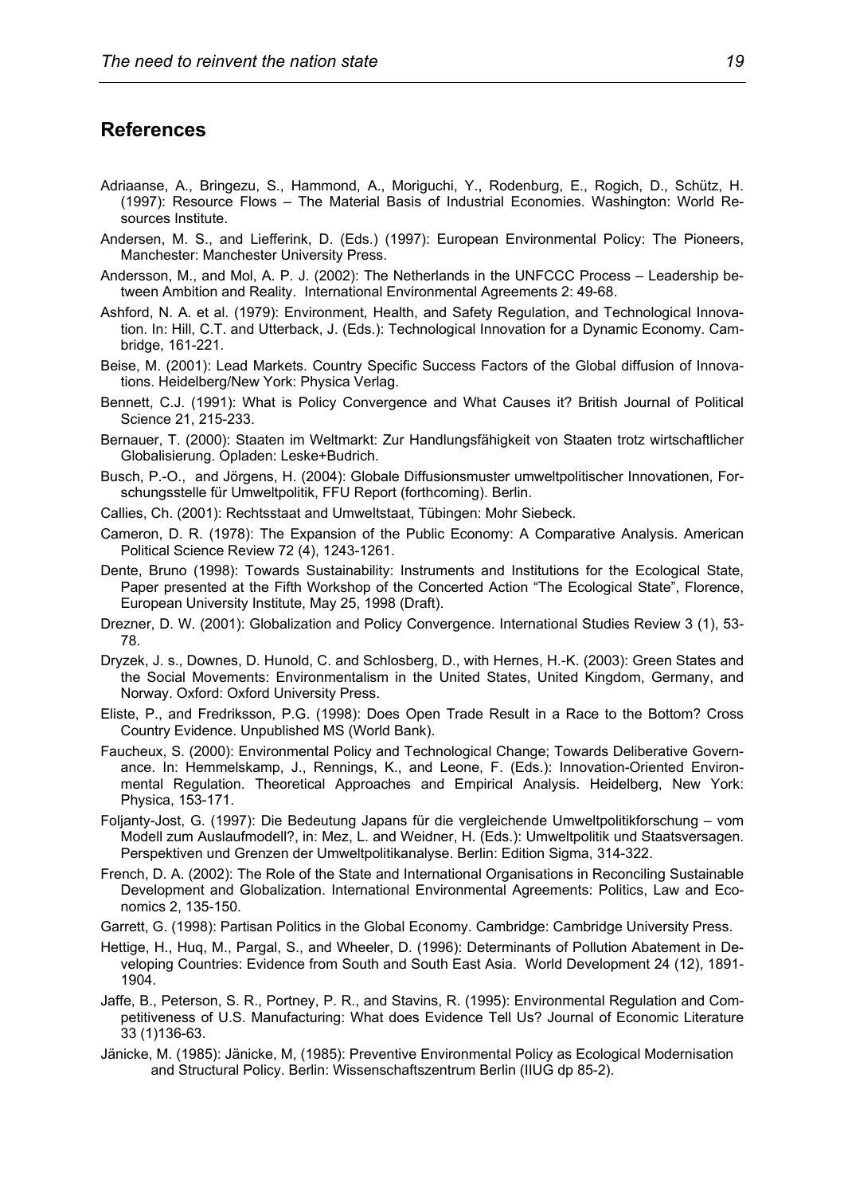## References

Adriaanse, A., Bringezu, S., Hammond, A., Moriguchi, Y., Rodenburg, E., Rogich, D., Schütz, H. (1997): Resource Flows – The Material Basis of Industrial Economies. Washington: World Resources Institute.

Andersen, M. S., and Liefferink, D. (Eds.) (1997): European Environmental Policy: The Pioneers, Manchester: Manchester University Press.

Andersson, M., and Mol, A. P. J. (2002): The Netherlands in the UNFCCC Process – Leadership between Ambition and Reality. International Environmental Agreements 2: 49-68.

Ashford, N. A. et al. (1979): Environment, Health, and Safety Regulation, and Technological Innovation. In: Hill, C.T. and Utterback, J. (Eds.): Technological Innovation for a Dynamic Economy. Cambridge, 161-221.

Beise, M. (2001): Lead Markets. Country Specific Success Factors of the Global diffusion of Innovations. Heidelberg/New York: Physica Verlag.

Bennett, C.J. (1991): What is Policy Convergence and What Causes it? British Journal of Political Science 21, 215-233.

Bernauer, T. (2000): Staaten im Weltmarkt: Zur Handlungsfähigkeit von Staaten trotz wirtschaftlicher Globalisierung. Opladen: Leske+Budrich.

Busch, P.-O., and Jörgens, H. (2004): Globale Diffusionsmuster umweltpolitischer Innovationen, Forschungsstelle für Umweltpolitik, FFU Report (forthcoming). Berlin.

Callies, Ch. (2001): Rechtsstaat and Umweltstaat, Tübingen: Mohr Siebeck.

Cameron, D. R. (1978): The Expansion of the Public Economy: A Comparative Analysis. American Political Science Review 72 (4), 1243-1261.

Dente, Bruno (1998): Towards Sustainability: Instruments and Institutions for the Ecological State, Paper presented at the Fifth Workshop of the Concerted Action "The Ecological State", Florence, European University Institute, May 25, 1998 (Draft).

Drezner, D. W. (2001): Globalization and Policy Convergence. International Studies Review 3 (1), 53-78.

Dryzek, J. s., Downes, D. Hunold, C. and Schlosberg, D., with Hernes, H.-K. (2003): Green States and the Social Movements: Environmentalism in the United States, United Kingdom, Germany, and Norway. Oxford: Oxford University Press.

Eliste, P., and Fredriksson, P.G. (1998): Does Open Trade Result in a Race to the Bottom? Cross Country Evidence. Unpublished MS (World Bank).

Faucheux, S. (2000): Environmental Policy and Technological Change; Towards Deliberative Governance. In: Hemmelskamp, J., Rennings, K., and Leone, F. (Eds.): Innovation-Oriented Environmental Regulation. Theoretical Approaches and Empirical Analysis. Heidelberg, New York: Physica, 153-171.

Foljanty-Jost, G. (1997): Die Bedeutung Japans für die vergleichende Umweltpolitikforschung – vom Modell zum Auslaufmodell?, in: Mez, L. and Weidner, H. (Eds.): Umweltpolitik und Staatsversagen. Perspektiven und Grenzen der Umweltpolitikanalyse. Berlin: Edition Sigma, 314-322.

French, D. A. (2002): The Role of the State and International Organisations in Reconciling Sustainable Development and Globalization. International Environmental Agreements: Politics, Law and Economics 2, 135-150.

Garrett, G. (1998): Partisan Politics in the Global Economy. Cambridge: Cambridge University Press.

Hettige, H., Huq, M., Pargal, S., and Wheeler, D. (1996): Determinants of Pollution Abatement in Developing Countries: Evidence from South and South East Asia. World Development 24 (12), 1891-1904.

Jaffe, B., Peterson, S. R., Portney, P. R., and Stavins, R. (1995): Environmental Regulation and Competitiveness of U.S. Manufacturing: What does Evidence Tell Us? Journal of Economic Literature 33 (1)136-63.

Jänicke, M. (1985): Jänicke, M, (1985): Preventive Environmental Policy as Ecological Modernisation and Structural Policy. Berlin: Wissenschaftszentrum Berlin (IIUG dp 85-2).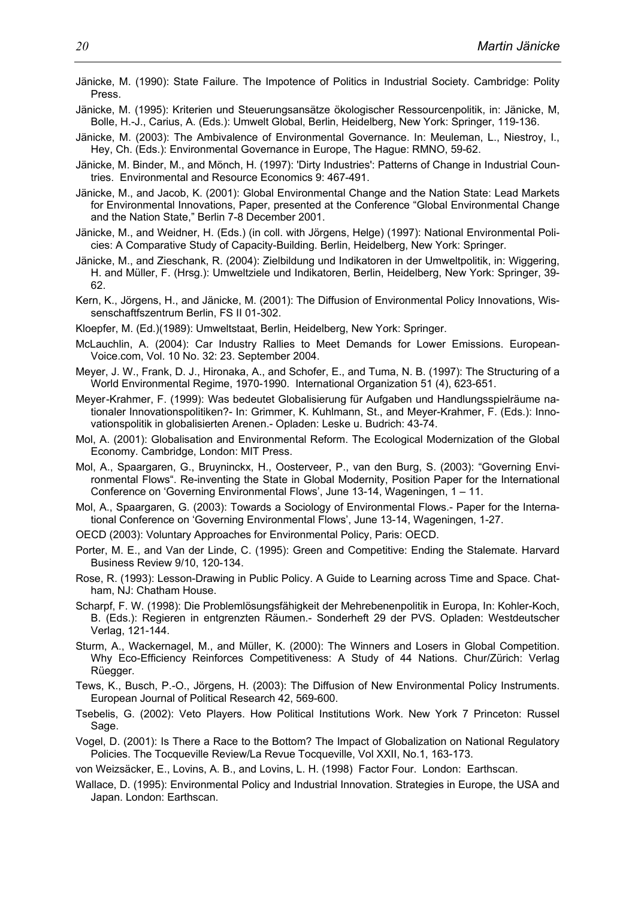Jänicke, M. (1990): State Failure. The Impotence of Politics in Industrial Society. Cambridge: Polity Press.

Jänicke, M. (1995): Kriterien und Steuerungsansätze ökologischer Ressourcenpolitik, in: Jänicke, M, Bolle, H.-J., Carius, A. (Eds.): Umwelt Global, Berlin, Heidelberg, New York: Springer, 119-136.

Jänicke, M. (2003): The Ambivalence of Environmental Governance. In: Meuleman, L., Niestroy, I., Hey, Ch. (Eds.): Environmental Governance in Europe, The Hague: RMNO, 59-62.

Jänicke, M. Binder, M., and Mönch, H. (1997): 'Dirty Industries': Patterns of Change in Industrial Countries. Environmental and Resource Economics 9: 467-491.

Jänicke, M., and Jacob, K. (2001): Global Environmental Change and the Nation State: Lead Markets for Environmental Innovations, Paper, presented at the Conference "Global Environmental Change and the Nation State," Berlin 7-8 December 2001.

Jänicke, M., and Weidner, H. (Eds.) (in coll. with Jörgens, Helge) (1997): National Environmental Policies: A Comparative Study of Capacity-Building. Berlin, Heidelberg, New York: Springer.

Jänicke, M., and Zieschank, R. (2004): Zielbildung und Indikatoren in der Umweltpolitik, in: Wiggering, H. and Müller, F. (Hrsg.): Umweltziele und Indikatoren, Berlin, Heidelberg, New York: Springer, 39-62.

Kern, K., Jörgens, H., and Jänicke, M. (2001): The Diffusion of Environmental Policy Innovations, Wissenschaftfszentrum Berlin, FS II 01-302.

Kloepfer, M. (Ed.)(1989): Umweltstaat, Berlin, Heidelberg, New York: Springer.

McLauchlin, A. (2004): Car Industry Rallies to Meet Demands for Lower Emissions. European-Voice.com, Vol. 10 No. 32: 23. September 2004.

Meyer, J. W., Frank, D. J., Hironaka, A., and Schofer, E., and Tuma, N. B. (1997): The Structuring of a World Environmental Regime, 1970-1990. International Organization 51 (4), 623-651.

Meyer-Krahmer, F. (1999): Was bedeutet Globalisierung für Aufgaben und Handlungsspielräume nationaler Innovationspolitiken?- In: Grimmer, K. Kuhlmann, St., and Meyer-Krahmer, F. (Eds.): Innovationspolitik in globalisierten Arenen.- Opladen: Leske u. Budrich: 43-74.

Mol, A. (2001): Globalisation and Environmental Reform. The Ecological Modernization of the Global Economy. Cambridge, London: MIT Press.

Mol, A., Spaargaren, G., Bruyninckx, H., Oosterveer, P., van den Burg, S. (2003): "Governing Environmental Flows". Re-inventing the State in Global Modernity, Position Paper for the International Conference on 'Governing Environmental Flows', June 13-14, Wageningen, 1 – 11.

Mol, A., Spaargaren, G. (2003): Towards a Sociology of Environmental Flows.- Paper for the International Conference on 'Governing Environmental Flows', June 13-14, Wageningen, 1-27.

OECD (2003): Voluntary Approaches for Environmental Policy, Paris: OECD.

Porter, M. E., and Van der Linde, C. (1995): Green and Competitive: Ending the Stalemate. Harvard Business Review 9/10, 120-134.

Rose, R. (1993): Lesson-Drawing in Public Policy. A Guide to Learning across Time and Space. Chatham, NJ: Chatham House.

Scharpf, F. W. (1998): Die Problemlösungsfähigkeit der Mehrebenenpolitik in Europa, In: Kohler-Koch, B. (Eds.): Regieren in entgrenzten Räumen.- Sonderheft 29 der PVS. Opladen: Westdeutscher Verlag, 121-144.

Sturm, A., Wackernagel, M., and Müller, K. (2000): The Winners and Losers in Global Competition. Why Eco-Efficiency Reinforces Competitiveness: A Study of 44 Nations. Chur/Zürich: Verlag Rüegger.

Tews, K., Busch, P.-O., Jörgens, H. (2003): The Diffusion of New Environmental Policy Instruments. European Journal of Political Research 42, 569-600.

Tsebelis, G. (2002): Veto Players. How Political Institutions Work. New York 7 Princeton: Russel Sage.

Vogel, D. (2001): Is There a Race to the Bottom? The Impact of Globalization on National Regulatory Policies. The Tocqueville Review/La Revue Tocqueville, Vol XXII, No.1, 163-173.

von Weizsäcker, E., Lovins, A. B., and Lovins, L. H. (1998) Factor Four. London: Earthscan.

Wallace, D. (1995): Environmental Policy and Industrial Innovation. Strategies in Europe, the USA and Japan. London: Earthscan.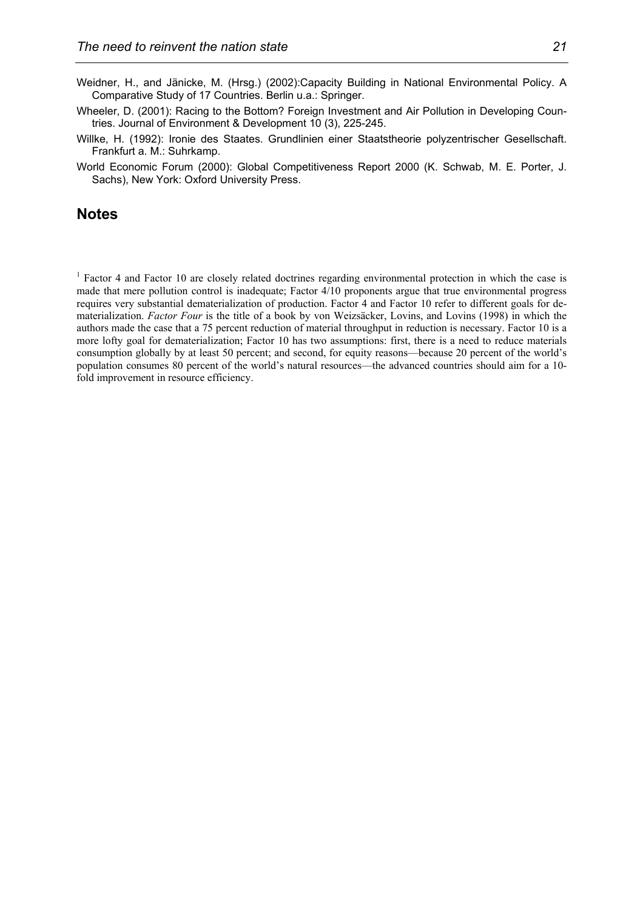Weidner, H., and Jänicke, M. (Hrsg.) (2002):Capacity Building in National Environmental Policy. A Comparative Study of 17 Countries. Berlin u.a.: Springer.

Wheeler, D. (2001): Racing to the Bottom? Foreign Investment and Air Pollution in Developing Countries. Journal of Environment & Development 10 (3), 225-245.

Willke, H. (1992): Ironie des Staates. Grundlinien einer Staatstheorie polyzentrischer Gesellschaft. Frankfurt a. M.: Suhrkamp.

World Economic Forum (2000): Global Competitiveness Report 2000 (K. Schwab, M. E. Porter, J. Sachs), New York: Oxford University Press.

## Notes

[1] Factor 4 and Factor 10 are closely related doctrines regarding environmental protection in which the case is made that mere pollution control is inadequate; Factor 4/10 proponents argue that true environmental progress requires very substantial dematerialization of production. Factor 4 and Factor 10 refer to different goals for dematerialization. *Factor Four* is the title of a book by von Weizsäcker, Lovins, and Lovins (1998) in which the authors made the case that a 75 percent reduction of material throughput in reduction is necessary. Factor 10 is a more lofty goal for dematerialization; Factor 10 has two assumptions: first, there is a need to reduce materials consumption globally by at least 50 percent; and second, for equity reasons—because 20 percent of the world's population consumes 80 percent of the world's natural resources—the advanced countries should aim for a 10-fold improvement in resource efficiency.